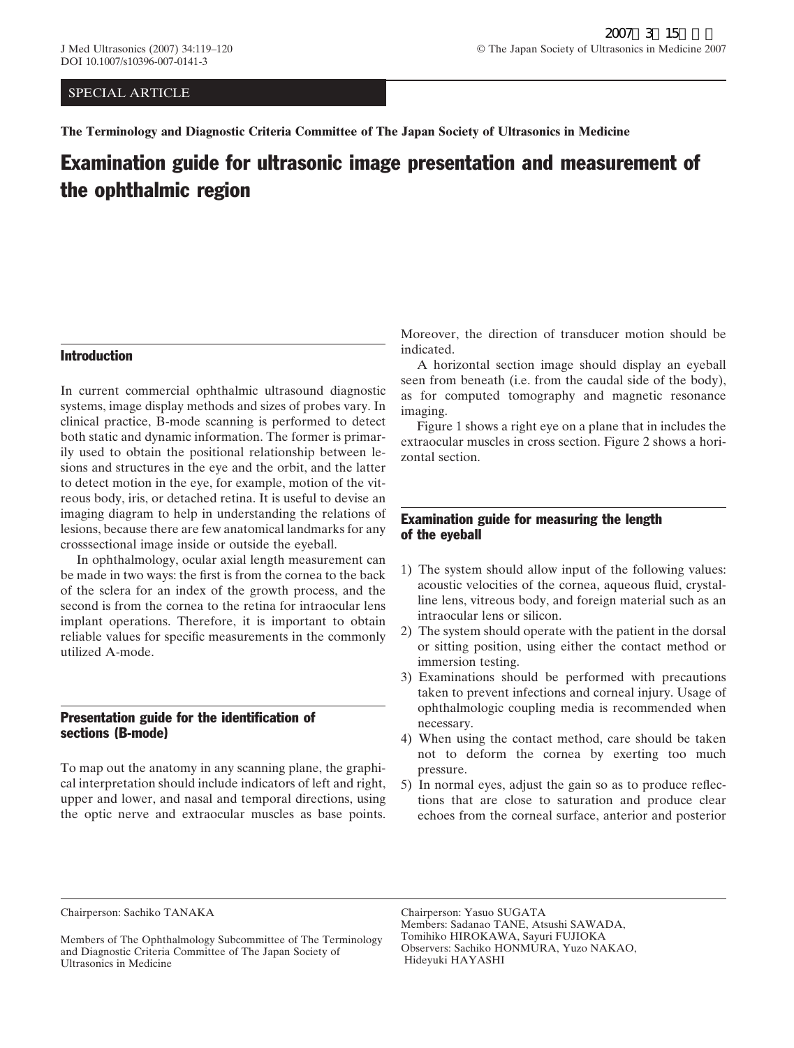SPECIAL ARTICLE

**The Terminology and Diagnostic Criteria Committee of The Japan Society of Ultrasonics in Medicine**

# Examination guide for ultrasonic image presentation and measurement of the ophthalmic region

## Introduction

In current commercial ophthalmic ultrasound diagnostic systems, image display methods and sizes of probes vary. In clinical practice, B-mode scanning is performed to detect both static and dynamic information. The former is primarily used to obtain the positional relationship between lesions and structures in the eye and the orbit, and the latter to detect motion in the eye, for example, motion of the vitreous body, iris, or detached retina. It is useful to devise an imaging diagram to help in understanding the relations of lesions, because there are few anatomical landmarks for any crosssectional image inside or outside the eyeball.

In ophthalmology, ocular axial length measurement can be made in two ways: the first is from the cornea to the back of the sclera for an index of the growth process, and the second is from the cornea to the retina for intraocular lens implant operations. Therefore, it is important to obtain reliable values for specific measurements in the commonly utilized A-mode.

## Presentation guide for the identification of sections (B-mode)

To map out the anatomy in any scanning plane, the graphical interpretation should include indicators of left and right, upper and lower, and nasal and temporal directions, using the optic nerve and extraocular muscles as base points. Moreover, the direction of transducer motion should be indicated.

A horizontal section image should display an eyeball seen from beneath (i.e. from the caudal side of the body), as for computed tomography and magnetic resonance imaging.

Figure 1 shows a right eye on a plane that in includes the extraocular muscles in cross section. Figure 2 shows a horizontal section.

## Examination guide for measuring the length of the eyeball

1) The system should allow input of the following values: acoustic velocities of the cornea, aqueous fluid, crystalline lens, vitreous body, and foreign material such as an intraocular lens or silicon.
2) The system should operate with the patient in the dorsal or sitting position, using either the contact method or immersion testing.
3) Examinations should be performed with precautions taken to prevent infections and corneal injury. Usage of ophthalmologic coupling media is recommended when necessary.
4) When using the contact method, care should be taken not to deform the cornea by exerting too much pressure.
5) In normal eyes, adjust the gain so as to produce reflections that are close to saturation and produce clear echoes from the corneal surface, anterior and posterior

---

Chairperson: Sachiko TANAKA

Members of The Ophthalmology Subcommittee of The Terminology and Diagnostic Criteria Committee of The Japan Society of Ultrasonics in Medicine

Chairperson: Yasuo SUGATA
Members: Sadanao TANE, Atsushi SAWADA, Tomihiko HIROKAWA, Sayuri FUJIOKA
Observers: Sachiko HONMURA, Yuzo NAKAO, Hideyuki HAYASHI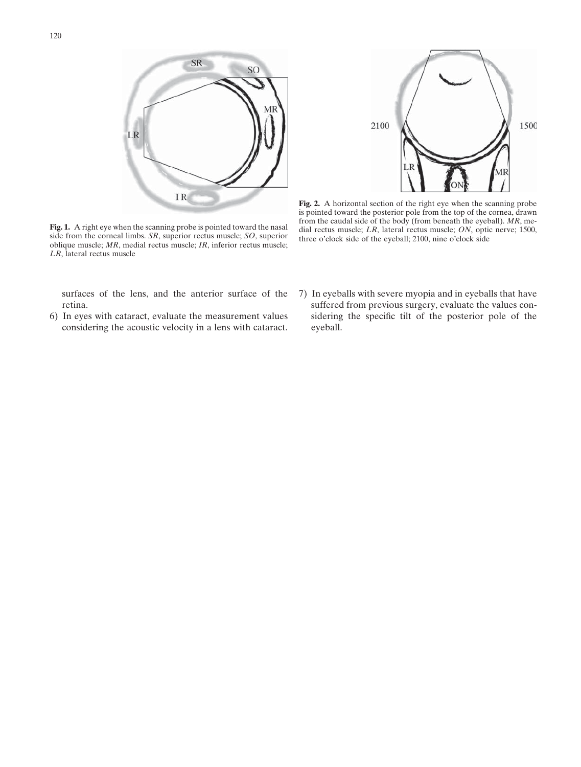SR

SO

MR

LR

IR

**Fig. 1.** A right eye when the scanning probe is pointed toward the nasal side from the corneal limbs. *SR*, superior rectus muscle; *SO*, superior oblique muscle; *MR*, medial rectus muscle; *IR*, inferior rectus muscle; *LR*, lateral rectus muscle

2100

1500

LR

MR

ON

**Fig. 2.** A horizontal section of the right eye when the scanning probe is pointed toward the posterior pole from the top of the cornea, drawn from the caudal side of the body (from beneath the eyeball). *MR*, medial rectus muscle; *LR*, lateral rectus muscle; *ON*, optic nerve; 1500, three o'clock side of the eyeball; 2100, nine o'clock side

surfaces of the lens, and the anterior surface of the retina.

6) In eyes with cataract, evaluate the measurement values considering the acoustic velocity in a lens with cataract.
7) In eyeballs with severe myopia and in eyeballs that have suffered from previous surgery, evaluate the values considering the specific tilt of the posterior pole of the eyeball.